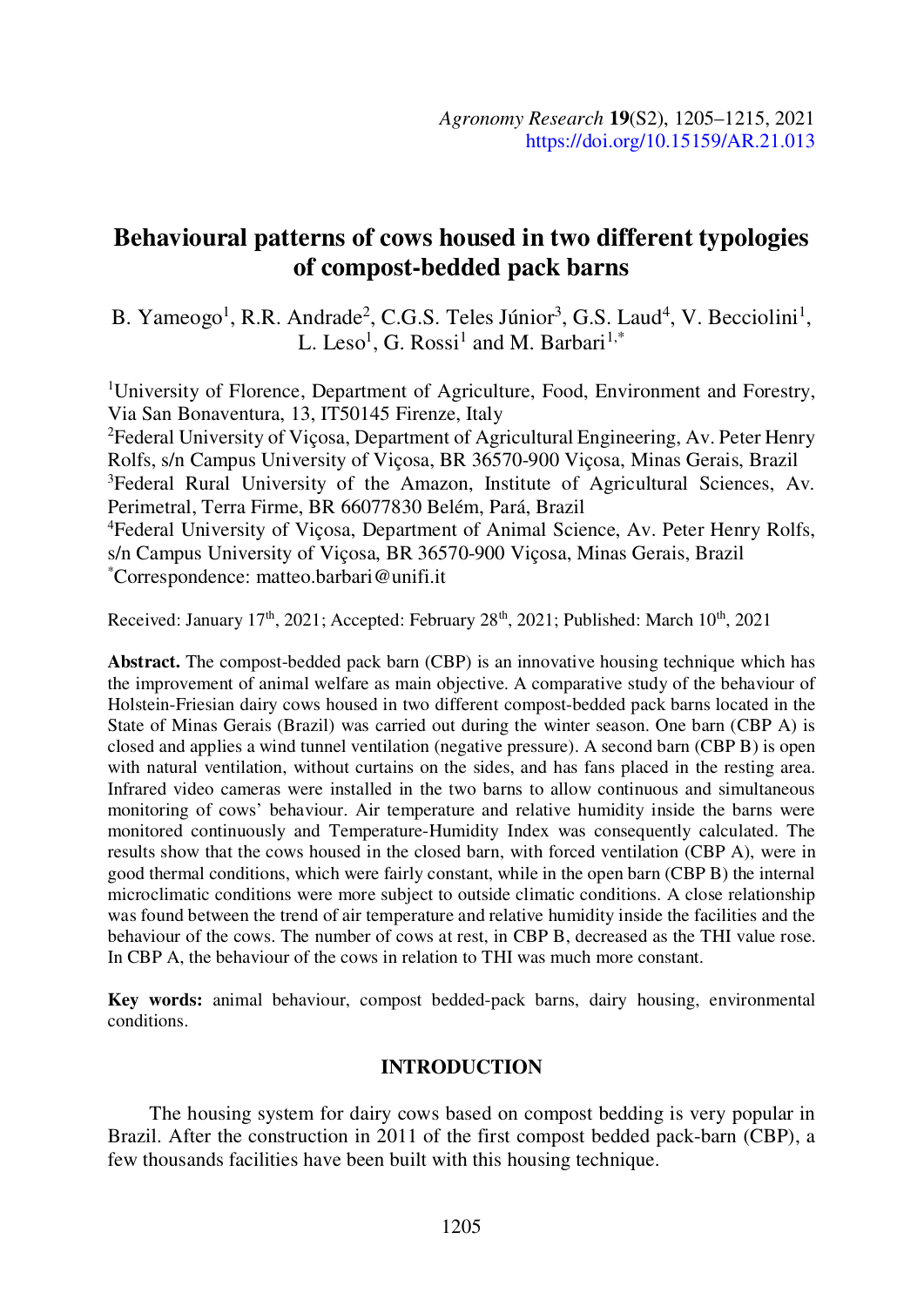# Behavioural patterns of cows housed in two different typologies of compost-bedded pack barns

B. Yameogo[1], R.R. Andrade[2], C.G.S. Teles Júnior[3], G.S. Laud[4], V. Becciolini[1], L. Leso[1], G. Rossi[1] and M. Barbari[1,*]

[1]University of Florence, Department of Agriculture, Food, Environment and Forestry, Via San Bonaventura, 13, IT50145 Firenze, Italy

[2]Federal University of Viçosa, Department of Agricultural Engineering, Av. Peter Henry Rolfs, s/n Campus University of Viçosa, BR 36570-900 Viçosa, Minas Gerais, Brazil

[3]Federal Rural University of the Amazon, Institute of Agricultural Sciences, Av. Perimetral, Terra Firme, BR 66077830 Belém, Pará, Brazil

[4]Federal University of Viçosa, Department of Animal Science, Av. Peter Henry Rolfs, s/n Campus University of Viçosa, BR 36570-900 Viçosa, Minas Gerais, Brazil

[*]Correspondence: matteo.barbari@unifi.it

Received: January 17th, 2021; Accepted: February 28th, 2021; Published: March 10th, 2021

**Abstract.** The compost-bedded pack barn (CBP) is an innovative housing technique which has the improvement of animal welfare as main objective. A comparative study of the behaviour of Holstein-Friesian dairy cows housed in two different compost-bedded pack barns located in the State of Minas Gerais (Brazil) was carried out during the winter season. One barn (CBP A) is closed and applies a wind tunnel ventilation (negative pressure). A second barn (CBP B) is open with natural ventilation, without curtains on the sides, and has fans placed in the resting area. Infrared video cameras were installed in the two barns to allow continuous and simultaneous monitoring of cows' behaviour. Air temperature and relative humidity inside the barns were monitored continuously and Temperature-Humidity Index was consequently calculated. The results show that the cows housed in the closed barn, with forced ventilation (CBP A), were in good thermal conditions, which were fairly constant, while in the open barn (CBP B) the internal microclimatic conditions were more subject to outside climatic conditions. A close relationship was found between the trend of air temperature and relative humidity inside the facilities and the behaviour of the cows. The number of cows at rest, in CBP B, decreased as the THI value rose. In CBP A, the behaviour of the cows in relation to THI was much more constant.

**Key words:** animal behaviour, compost bedded-pack barns, dairy housing, environmental conditions.

## INTRODUCTION

The housing system for dairy cows based on compost bedding is very popular in Brazil. After the construction in 2011 of the first compost bedded pack-barn (CBP), a few thousands facilities have been built with this housing technique.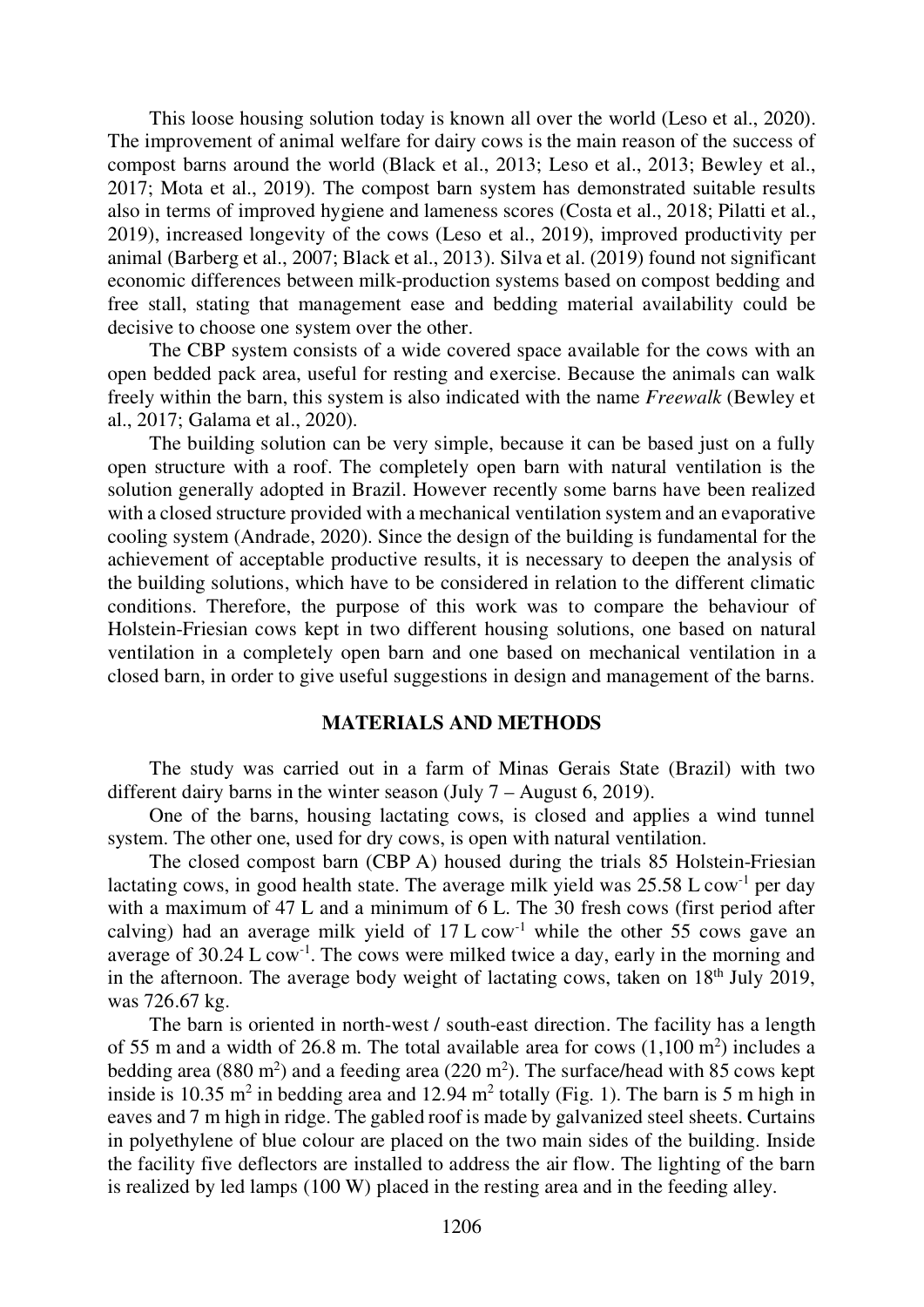This loose housing solution today is known all over the world (Leso et al., 2020). The improvement of animal welfare for dairy cows is the main reason of the success of compost barns around the world (Black et al., 2013; Leso et al., 2013; Bewley et al., 2017; Mota et al., 2019). The compost barn system has demonstrated suitable results also in terms of improved hygiene and lameness scores (Costa et al., 2018; Pilatti et al., 2019), increased longevity of the cows (Leso et al., 2019), improved productivity per animal (Barberg et al., 2007; Black et al., 2013). Silva et al. (2019) found not significant economic differences between milk-production systems based on compost bedding and free stall, stating that management ease and bedding material availability could be decisive to choose one system over the other.

The CBP system consists of a wide covered space available for the cows with an open bedded pack area, useful for resting and exercise. Because the animals can walk freely within the barn, this system is also indicated with the name *Freewalk* (Bewley et al., 2017; Galama et al., 2020).

The building solution can be very simple, because it can be based just on a fully open structure with a roof. The completely open barn with natural ventilation is the solution generally adopted in Brazil. However recently some barns have been realized with a closed structure provided with a mechanical ventilation system and an evaporative cooling system (Andrade, 2020). Since the design of the building is fundamental for the achievement of acceptable productive results, it is necessary to deepen the analysis of the building solutions, which have to be considered in relation to the different climatic conditions. Therefore, the purpose of this work was to compare the behaviour of Holstein-Friesian cows kept in two different housing solutions, one based on natural ventilation in a completely open barn and one based on mechanical ventilation in a closed barn, in order to give useful suggestions in design and management of the barns.

## MATERIALS AND METHODS

The study was carried out in a farm of Minas Gerais State (Brazil) with two different dairy barns in the winter season (July 7 – August 6, 2019).

One of the barns, housing lactating cows, is closed and applies a wind tunnel system. The other one, used for dry cows, is open with natural ventilation.

The closed compost barn (CBP A) housed during the trials 85 Holstein-Friesian lactating cows, in good health state. The average milk yield was 25.58 L $cow^{-1}$ per day with a maximum of 47 L and a minimum of 6 L. The 30 fresh cows (first period after calving) had an average milk yield of 17 L $cow^{-1}$ while the other 55 cows gave an average of 30.24 L $cow^{-1}$. The cows were milked twice a day, early in the morning and in the afternoon. The average body weight of lactating cows, taken on 18th July 2019, was 726.67 kg.

The barn is oriented in north-west / south-east direction. The facility has a length of 55 m and a width of 26.8 m. The total available area for cows (1,100 $m^2$) includes a bedding area (880 $m^2$) and a feeding area (220 $m^2$). The surface/head with 85 cows kept inside is 10.35 $m^2$ in bedding area and 12.94 $m^2$ totally (Fig. 1). The barn is 5 m high in eaves and 7 m high in ridge. The gabled roof is made by galvanized steel sheets. Curtains in polyethylene of blue colour are placed on the two main sides of the building. Inside the facility five deflectors are installed to address the air flow. The lighting of the barn is realized by led lamps (100 W) placed in the resting area and in the feeding alley.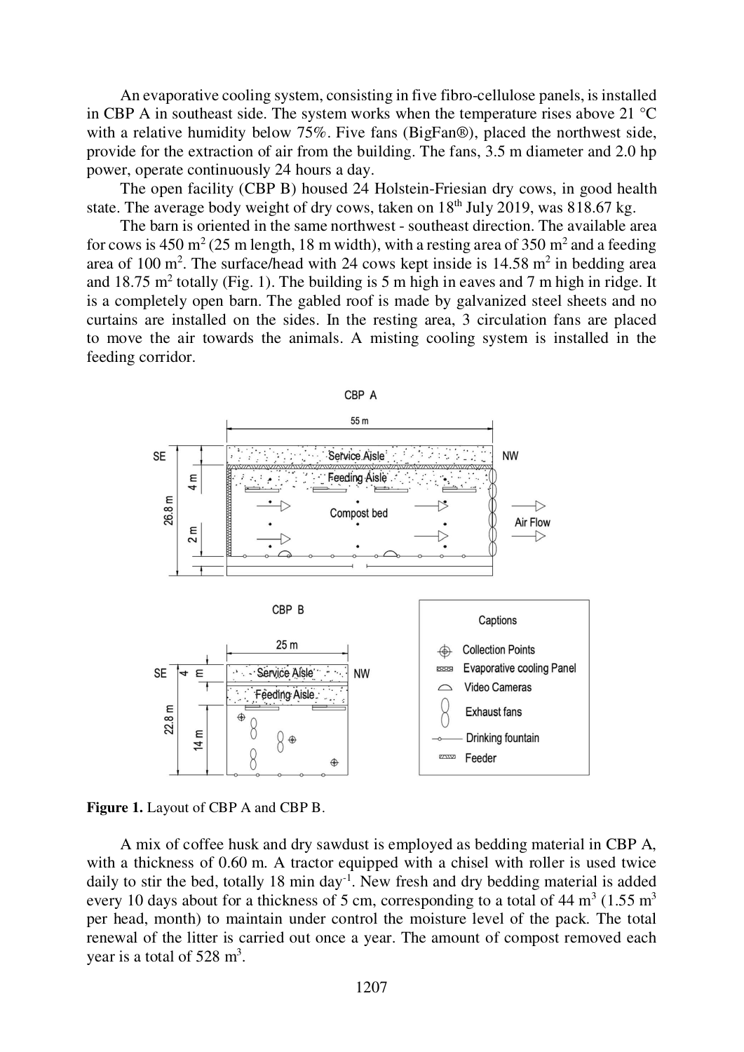An evaporative cooling system, consisting in five fibro-cellulose panels, is installed in CBP A in southeast side. The system works when the temperature rises above 21 °C with a relative humidity below 75%. Five fans (BigFan®), placed the northwest side, provide for the extraction of air from the building. The fans, 3.5 m diameter and 2.0 hp power, operate continuously 24 hours a day.

The open facility (CBP B) housed 24 Holstein-Friesian dry cows, in good health state. The average body weight of dry cows, taken on 18th July 2019, was 818.67 kg.

The barn is oriented in the same northwest - southeast direction. The available area for cows is 450 m$^2$ (25 m length, 18 m width), with a resting area of 350 m$^2$ and a feeding area of 100 m$^2$. The surface/head with 24 cows kept inside is 14.58 m$^2$ in bedding area and 18.75 m$^2$ totally (Fig. 1). The building is 5 m high in eaves and 7 m high in ridge. It is a completely open barn. The gabled roof is made by galvanized steel sheets and no curtains are installed on the sides. In the resting area, 3 circulation fans are placed to move the air towards the animals. A misting cooling system is installed in the feeding corridor.

**Figure 1.** Layout of CBP A and CBP B.

A mix of coffee husk and dry sawdust is employed as bedding material in CBP A, with a thickness of 0.60 m. A tractor equipped with a chisel with roller is used twice daily to stir the bed, totally 18 min day$^{-1}$. New fresh and dry bedding material is added every 10 days about for a thickness of 5 cm, corresponding to a total of 44 m$^3$ (1.55 m$^3$ per head, month) to maintain under control the moisture level of the pack. The total renewal of the litter is carried out once a year. The amount of compost removed each year is a total of 528 m$^3$.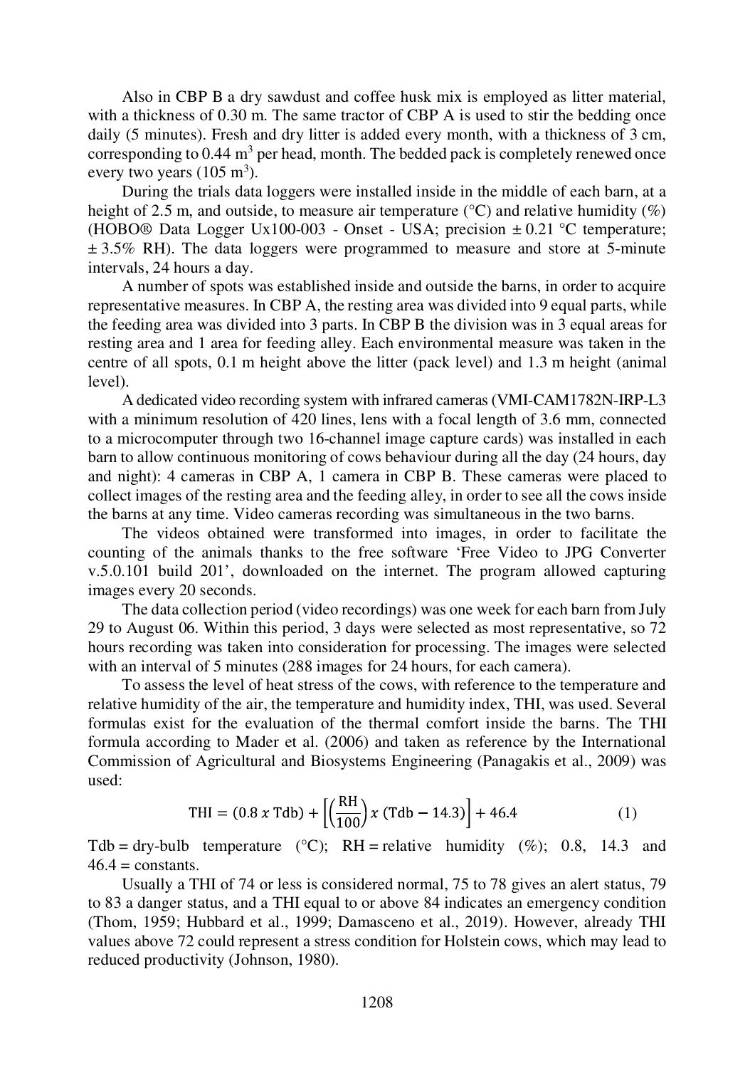Also in CBP B a dry sawdust and coffee husk mix is employed as litter material, with a thickness of 0.30 m. The same tractor of CBP A is used to stir the bedding once daily (5 minutes). Fresh and dry litter is added every month, with a thickness of 3 cm, corresponding to 0.44 $m^3$ per head, month. The bedded pack is completely renewed once every two years (105 $m^3$).

During the trials data loggers were installed inside in the middle of each barn, at a height of 2.5 m, and outside, to measure air temperature (°C) and relative humidity (%) (HOBO® Data Logger Ux100-003 - Onset - USA; precision ± 0.21 °C temperature; ± 3.5% RH). The data loggers were programmed to measure and store at 5-minute intervals, 24 hours a day.

A number of spots was established inside and outside the barns, in order to acquire representative measures. In CBP A, the resting area was divided into 9 equal parts, while the feeding area was divided into 3 parts. In CBP B the division was in 3 equal areas for resting area and 1 area for feeding alley. Each environmental measure was taken in the centre of all spots, 0.1 m height above the litter (pack level) and 1.3 m height (animal level).

A dedicated video recording system with infrared cameras (VMI-CAM1782N-IRP-L3 with a minimum resolution of 420 lines, lens with a focal length of 3.6 mm, connected to a microcomputer through two 16-channel image capture cards) was installed in each barn to allow continuous monitoring of cows behaviour during all the day (24 hours, day and night): 4 cameras in CBP A, 1 camera in CBP B. These cameras were placed to collect images of the resting area and the feeding alley, in order to see all the cows inside the barns at any time. Video cameras recording was simultaneous in the two barns.

The videos obtained were transformed into images, in order to facilitate the counting of the animals thanks to the free software 'Free Video to JPG Converter v.5.0.101 build 201', downloaded on the internet. The program allowed capturing images every 20 seconds.

The data collection period (video recordings) was one week for each barn from July 29 to August 06. Within this period, 3 days were selected as most representative, so 72 hours recording was taken into consideration for processing. The images were selected with an interval of 5 minutes (288 images for 24 hours, for each camera).

To assess the level of heat stress of the cows, with reference to the temperature and relative humidity of the air, the temperature and humidity index, THI, was used. Several formulas exist for the evaluation of the thermal comfort inside the barns. The THI formula according to Mader et al. (2006) and taken as reference by the International Commission of Agricultural and Biosystems Engineering (Panagakis et al., 2009) was used:

$$\text{THI} = (0.8 \; x \; \text{Tdb}) + \left[\left(\frac{\text{RH}}{100}\right) x \; (\text{Tdb} - 14.3)\right] + 46.4 \tag{1}$$

Tdb = dry-bulb temperature (°C); RH = relative humidity (%); 0.8, 14.3 and 46.4 = constants.

Usually a THI of 74 or less is considered normal, 75 to 78 gives an alert status, 79 to 83 a danger status, and a THI equal to or above 84 indicates an emergency condition (Thom, 1959; Hubbard et al., 1999; Damasceno et al., 2019). However, already THI values above 72 could represent a stress condition for Holstein cows, which may lead to reduced productivity (Johnson, 1980).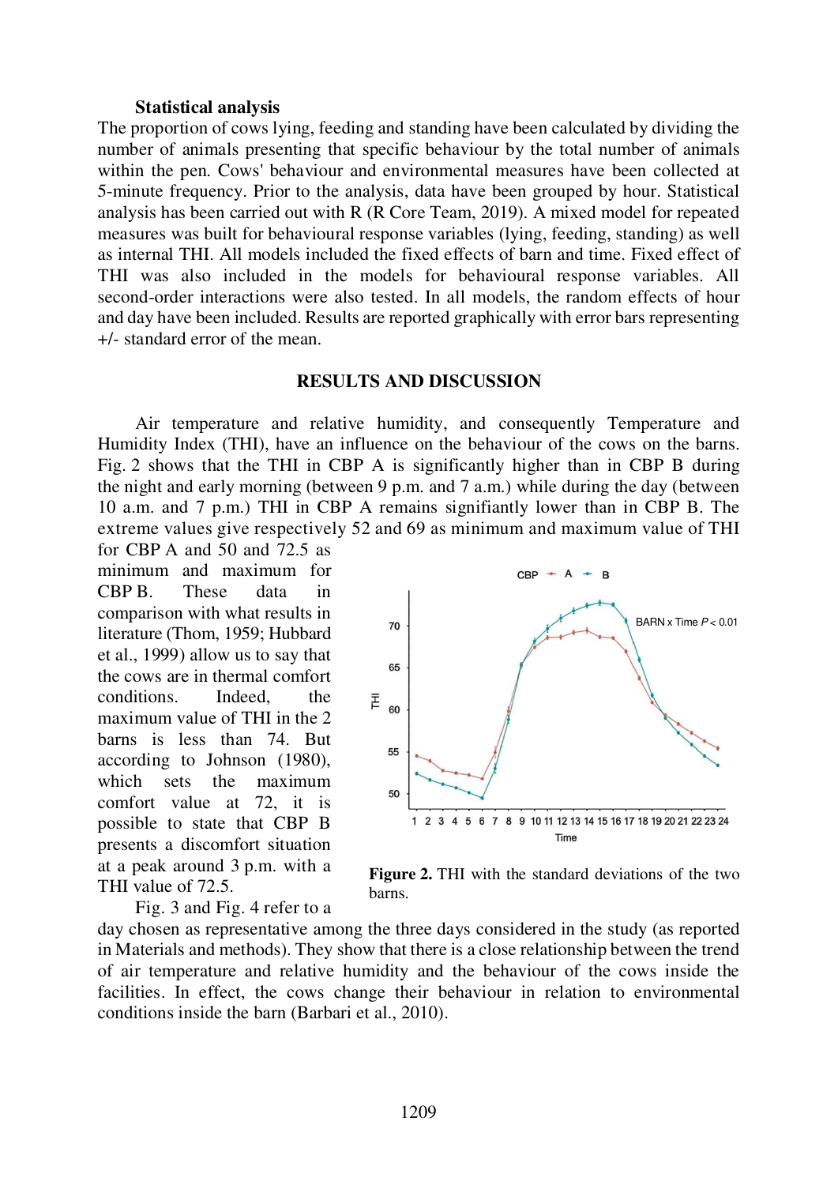### Statistical analysis

The proportion of cows lying, feeding and standing have been calculated by dividing the number of animals presenting that specific behaviour by the total number of animals within the pen. Cows' behaviour and environmental measures have been collected at 5-minute frequency. Prior to the analysis, data have been grouped by hour. Statistical analysis has been carried out with R (R Core Team, 2019). A mixed model for repeated measures was built for behavioural response variables (lying, feeding, standing) as well as internal THI. All models included the fixed effects of barn and time. Fixed effect of THI was also included in the models for behavioural response variables. All second-order interactions were also tested. In all models, the random effects of hour and day have been included. Results are reported graphically with error bars representing +/- standard error of the mean.

## RESULTS AND DISCUSSION

Air temperature and relative humidity, and consequently Temperature and Humidity Index (THI), have an influence on the behaviour of the cows on the barns. Fig. 2 shows that the THI in CBP A is significantly higher than in CBP B during the night and early morning (between 9 p.m. and 7 a.m.) while during the day (between 10 a.m. and 7 p.m.) THI in CBP A remains signifiantly lower than in CBP B. The extreme values give respectively 52 and 69 as minimum and maximum value of THI for CBP A and 50 and 72.5 as minimum and maximum for CBP B. These data in comparison with what results in literature (Thom, 1959; Hubbard et al., 1999) allow us to say that the cows are in thermal comfort conditions. Indeed, the maximum value of THI in the 2 barns is less than 74. But according to Johnson (1980), which sets the maximum comfort value at 72, it is possible to state that CBP B presents a discomfort situation at a peak around 3 p.m. with a THI value of 72.5.

**Figure 2.** THI with the standard deviations of the two barns.

Fig. 3 and Fig. 4 refer to a day chosen as representative among the three days considered in the study (as reported in Materials and methods). They show that there is a close relationship between the trend of air temperature and relative humidity and the behaviour of the cows inside the facilities. In effect, the cows change their behaviour in relation to environmental conditions inside the barn (Barbari et al., 2010).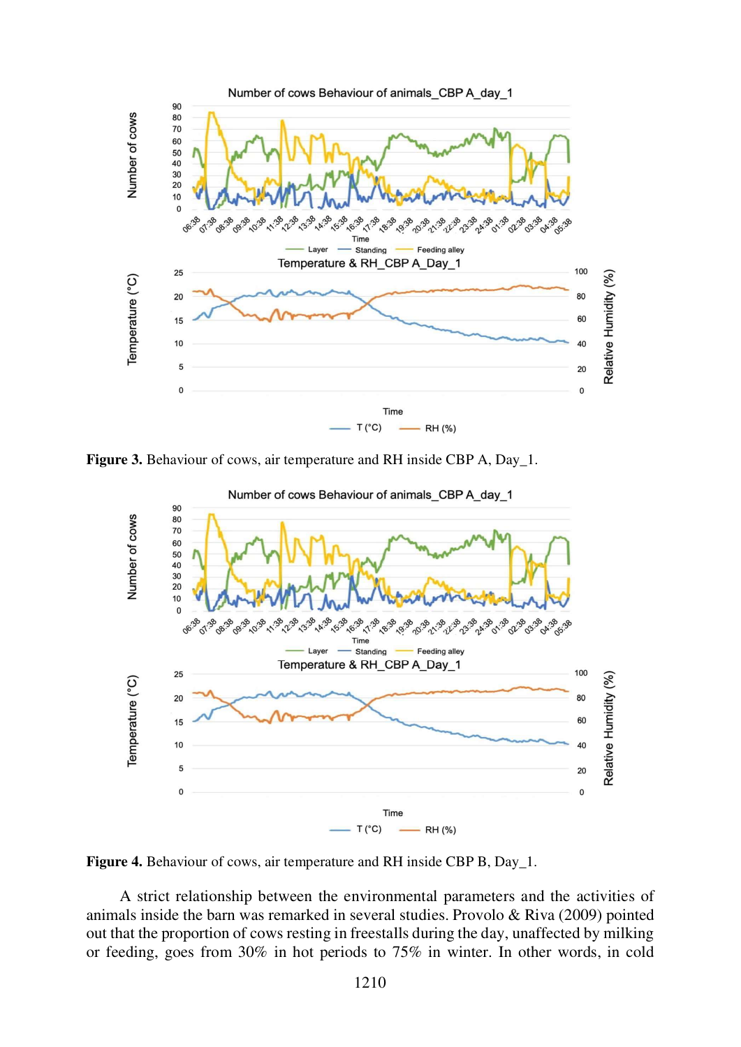**Figure 3.** Behaviour of cows, air temperature and RH inside CBP A, Day_1.

**Figure 4.** Behaviour of cows, air temperature and RH inside CBP B, Day_1.

A strict relationship between the environmental parameters and the activities of animals inside the barn was remarked in several studies. Provolo & Riva (2009) pointed out that the proportion of cows resting in freestalls during the day, unaffected by milking or feeding, goes from 30% in hot periods to 75% in winter. In other words, in cold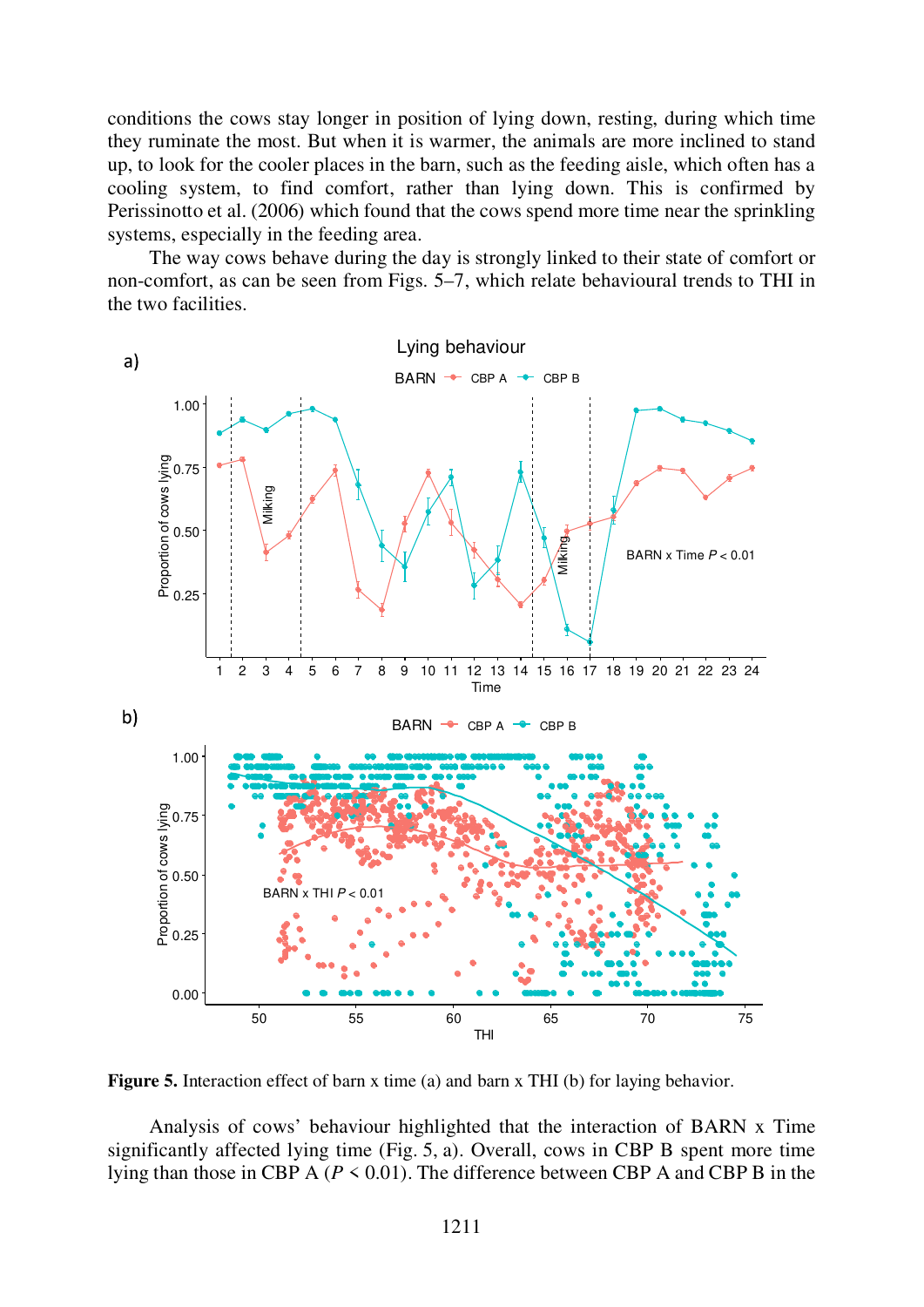conditions the cows stay longer in position of lying down, resting, during which time they ruminate the most. But when it is warmer, the animals are more inclined to stand up, to look for the cooler places in the barn, such as the feeding aisle, which often has a cooling system, to find comfort, rather than lying down. This is confirmed by Perissinotto et al. (2006) which found that the cows spend more time near the sprinkling systems, especially in the feeding area.

The way cows behave during the day is strongly linked to their state of comfort or non-comfort, as can be seen from Figs. 5–7, which relate behavioural trends to THI in the two facilities.

**Figure 5.** Interaction effect of barn x time (a) and barn x THI (b) for laying behavior.

Analysis of cows' behaviour highlighted that the interaction of BARN x Time significantly affected lying time (Fig. 5, a). Overall, cows in CBP B spent more time lying than those in CBP A ($P < 0.01$). The difference between CBP A and CBP B in the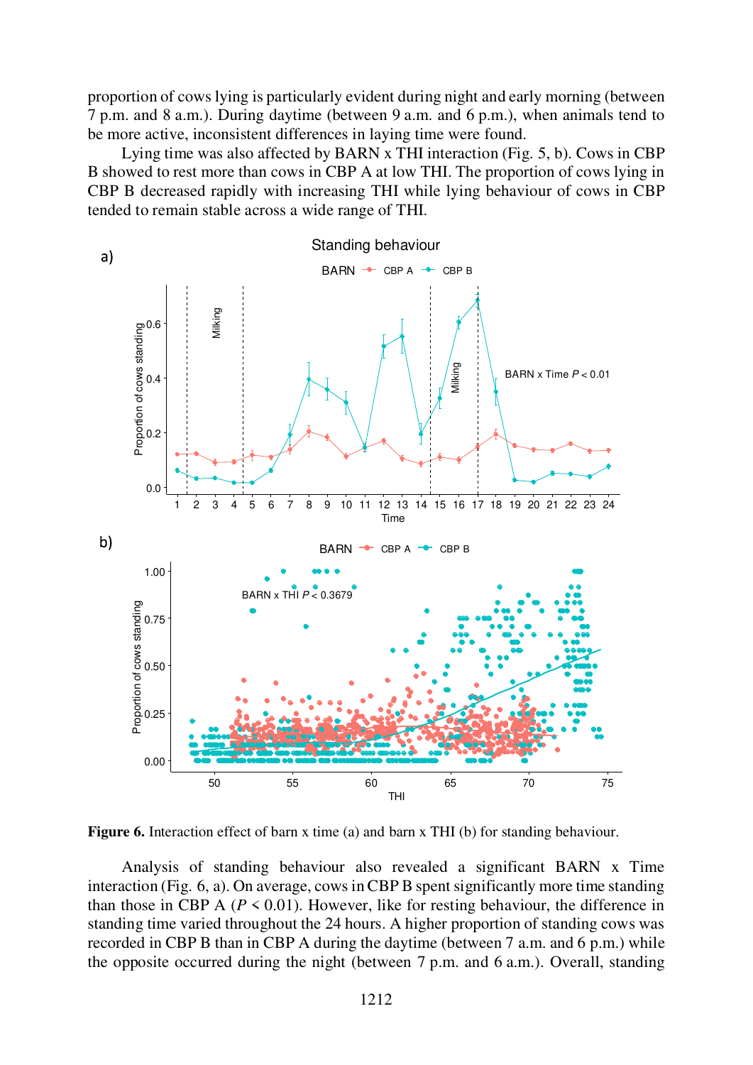proportion of cows lying is particularly evident during night and early morning (between 7 p.m. and 8 a.m.). During daytime (between 9 a.m. and 6 p.m.), when animals tend to be more active, inconsistent differences in laying time were found.

Lying time was also affected by BARN x THI interaction (Fig. 5, b). Cows in CBP B showed to rest more than cows in CBP A at low THI. The proportion of cows lying in CBP B decreased rapidly with increasing THI while lying behaviour of cows in CBP tended to remain stable across a wide range of THI.

**Figure 6.** Interaction effect of barn x time (a) and barn x THI (b) for standing behaviour.

Analysis of standing behaviour also revealed a significant BARN x Time interaction (Fig. 6, a). On average, cows in CBP B spent significantly more time standing than those in CBP A ($P < 0.01$). However, like for resting behaviour, the difference in standing time varied throughout the 24 hours. A higher proportion of standing cows was recorded in CBP B than in CBP A during the daytime (between 7 a.m. and 6 p.m.) while the opposite occurred during the night (between 7 p.m. and 6 a.m.). Overall, standing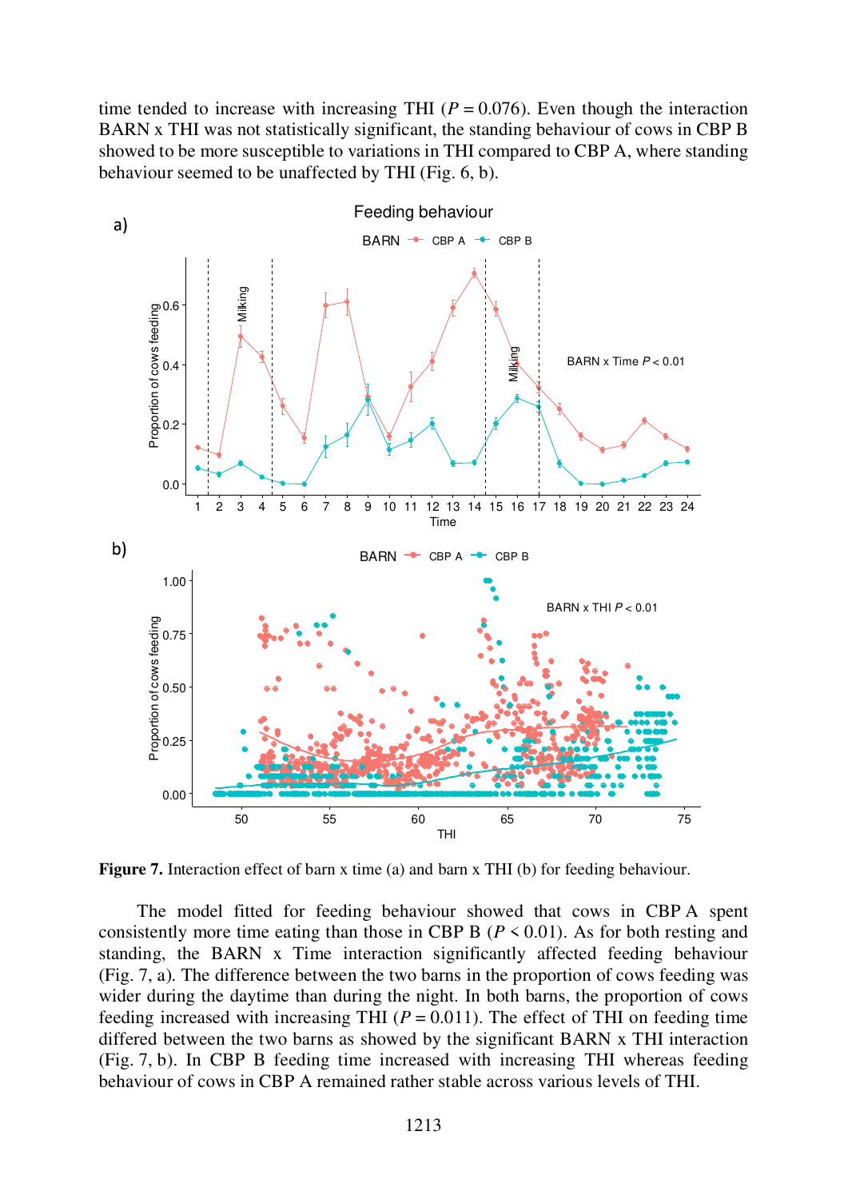time tended to increase with increasing THI ($P = 0.076$). Even though the interaction BARN x THI was not statistically significant, the standing behaviour of cows in CBP B showed to be more susceptible to variations in THI compared to CBP A, where standing behaviour seemed to be unaffected by THI (Fig. 6, b).

**Figure 7.** Interaction effect of barn x time (a) and barn x THI (b) for feeding behaviour.

The model fitted for feeding behaviour showed that cows in CBP A spent consistently more time eating than those in CBP B ($P < 0.01$). As for both resting and standing, the BARN x Time interaction significantly affected feeding behaviour (Fig. 7, a). The difference between the two barns in the proportion of cows feeding was wider during the daytime than during the night. In both barns, the proportion of cows feeding increased with increasing THI ($P = 0.011$). The effect of THI on feeding time differed between the two barns as showed by the significant BARN x THI interaction (Fig. 7, b). In CBP B feeding time increased with increasing THI whereas feeding behaviour of cows in CBP A remained rather stable across various levels of THI.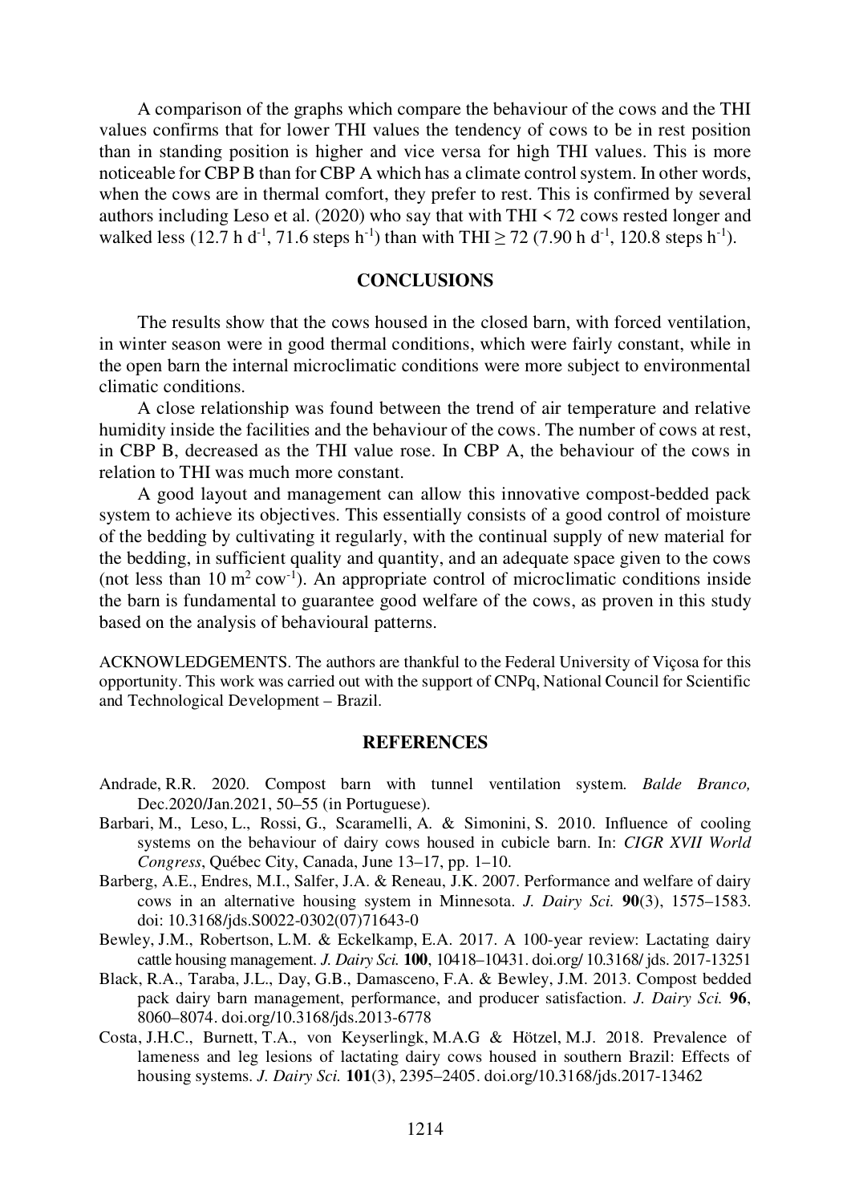A comparison of the graphs which compare the behaviour of the cows and the THI values confirms that for lower THI values the tendency of cows to be in rest position than in standing position is higher and vice versa for high THI values. This is more noticeable for CBP B than for CBP A which has a climate control system. In other words, when the cows are in thermal comfort, they prefer to rest. This is confirmed by several authors including Leso et al. (2020) who say that with THI < 72 cows rested longer and walked less (12.7 h $d^{-1}$, 71.6 steps $h^{-1}$) than with THI ≥ 72 (7.90 h $d^{-1}$, 120.8 steps $h^{-1}$).

## CONCLUSIONS

The results show that the cows housed in the closed barn, with forced ventilation, in winter season were in good thermal conditions, which were fairly constant, while in the open barn the internal microclimatic conditions were more subject to environmental climatic conditions.

A close relationship was found between the trend of air temperature and relative humidity inside the facilities and the behaviour of the cows. The number of cows at rest, in CBP B, decreased as the THI value rose. In CBP A, the behaviour of the cows in relation to THI was much more constant.

A good layout and management can allow this innovative compost-bedded pack system to achieve its objectives. This essentially consists of a good control of moisture of the bedding by cultivating it regularly, with the continual supply of new material for the bedding, in sufficient quality and quantity, and an adequate space given to the cows (not less than 10 $m^2$ $cow^{-1}$). An appropriate control of microclimatic conditions inside the barn is fundamental to guarantee good welfare of the cows, as proven in this study based on the analysis of behavioural patterns.

ACKNOWLEDGEMENTS. The authors are thankful to the Federal University of Viçosa for this opportunity. This work was carried out with the support of CNPq, National Council for Scientific and Technological Development – Brazil.

## REFERENCES

Andrade, R.R. 2020. Compost barn with tunnel ventilation system. *Balde Branco,* Dec.2020/Jan.2021, 50–55 (in Portuguese).

Barbari, M., Leso, L., Rossi, G., Scaramelli, A. & Simonini, S. 2010. Influence of cooling systems on the behaviour of dairy cows housed in cubicle barn. In: *CIGR XVII World Congress*, Québec City, Canada, June 13–17, pp. 1–10.

Barberg, A.E., Endres, M.I., Salfer, J.A. & Reneau, J.K. 2007. Performance and welfare of dairy cows in an alternative housing system in Minnesota. *J. Dairy Sci.* **90**(3), 1575–1583. doi: 10.3168/jds.S0022-0302(07)71643-0

Bewley, J.M., Robertson, L.M. & Eckelkamp, E.A. 2017. A 100-year review: Lactating dairy cattle housing management. *J. Dairy Sci.* **100**, 10418–10431. doi.org/ 10.3168/ jds. 2017-13251

Black, R.A., Taraba, J.L., Day, G.B., Damasceno, F.A. & Bewley, J.M. 2013. Compost bedded pack dairy barn management, performance, and producer satisfaction. *J. Dairy Sci.* **96**, 8060–8074. doi.org/10.3168/jds.2013-6778

Costa, J.H.C., Burnett, T.A., von Keyserlingk, M.A.G & Hötzel, M.J. 2018. Prevalence of lameness and leg lesions of lactating dairy cows housed in southern Brazil: Effects of housing systems. *J. Dairy Sci.* **101**(3), 2395–2405. doi.org/10.3168/jds.2017-13462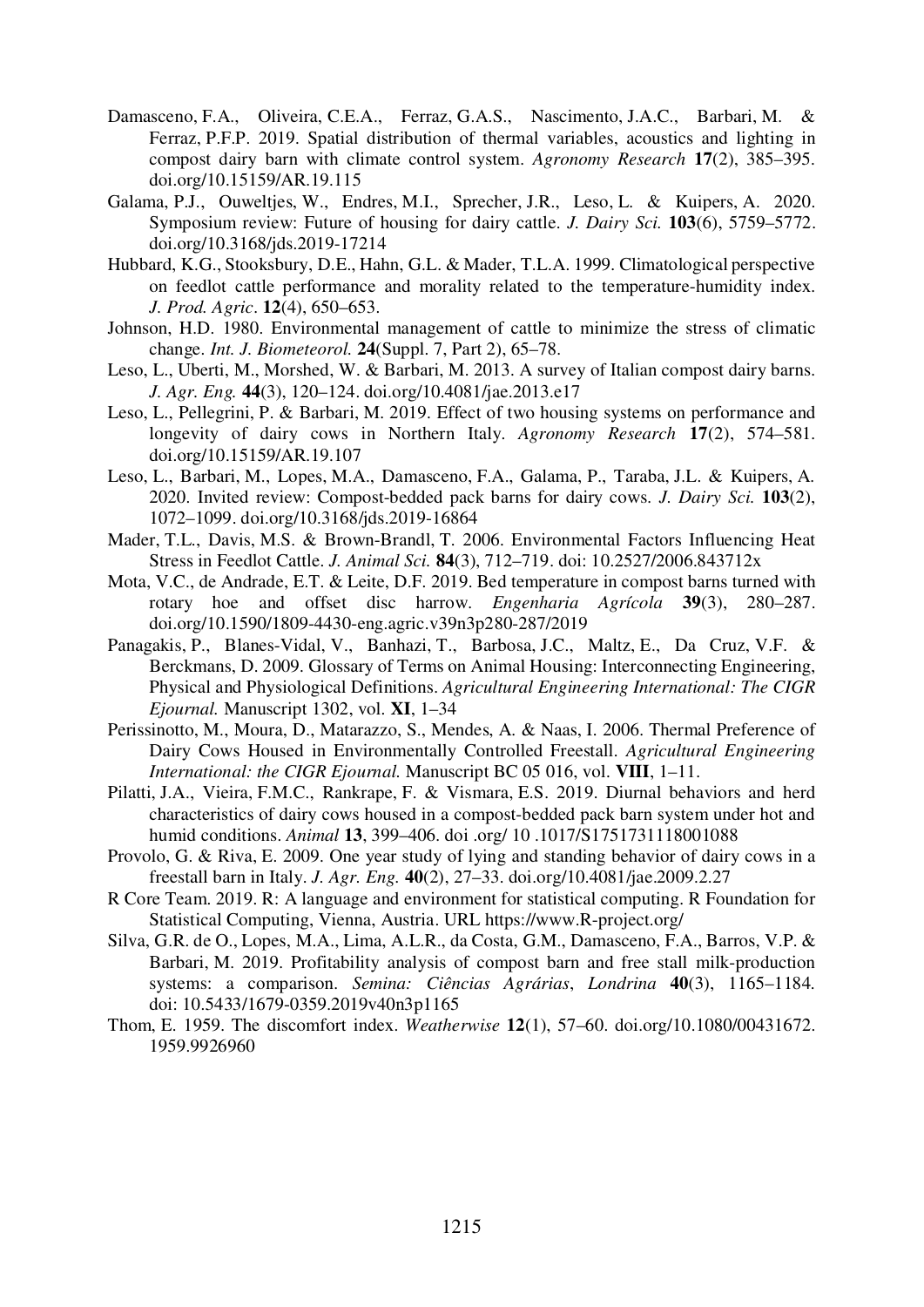Damasceno, F.A., Oliveira, C.E.A., Ferraz, G.A.S., Nascimento, J.A.C., Barbari, M. & Ferraz, P.F.P. 2019. Spatial distribution of thermal variables, acoustics and lighting in compost dairy barn with climate control system. *Agronomy Research* **17**(2), 385–395. doi.org/10.15159/AR.19.115

Galama, P.J., Ouweltjes, W., Endres, M.I., Sprecher, J.R., Leso, L. & Kuipers, A. 2020. Symposium review: Future of housing for dairy cattle. *J. Dairy Sci.* **103**(6), 5759–5772. doi.org/10.3168/jds.2019-17214

Hubbard, K.G., Stooksbury, D.E., Hahn, G.L. & Mader, T.L.A. 1999. Climatological perspective on feedlot cattle performance and morality related to the temperature-humidity index. *J. Prod. Agric*. **12**(4), 650–653.

Johnson, H.D. 1980. Environmental management of cattle to minimize the stress of climatic change. *Int. J. Biometeorol.* **24**(Suppl. 7, Part 2), 65–78.

Leso, L., Uberti, M., Morshed, W. & Barbari, M. 2013. A survey of Italian compost dairy barns. *J. Agr. Eng.* **44**(3), 120–124. doi.org/10.4081/jae.2013.e17

Leso, L., Pellegrini, P. & Barbari, M. 2019. Effect of two housing systems on performance and longevity of dairy cows in Northern Italy. *Agronomy Research* **17**(2), 574–581. doi.org/10.15159/AR.19.107

Leso, L., Barbari, M., Lopes, M.A., Damasceno, F.A., Galama, P., Taraba, J.L. & Kuipers, A. 2020. Invited review: Compost-bedded pack barns for dairy cows. *J. Dairy Sci.* **103**(2), 1072–1099. doi.org/10.3168/jds.2019-16864

Mader, T.L., Davis, M.S. & Brown-Brandl, T. 2006. Environmental Factors Influencing Heat Stress in Feedlot Cattle. *J. Animal Sci.* **84**(3), 712–719. doi: 10.2527/2006.843712x

Mota, V.C., de Andrade, E.T. & Leite, D.F. 2019. Bed temperature in compost barns turned with rotary hoe and offset disc harrow. *Engenharia Agrícola* **39**(3), 280–287. doi.org/10.1590/1809-4430-eng.agric.v39n3p280-287/2019

Panagakis, P., Blanes-Vidal, V., Banhazi, T., Barbosa, J.C., Maltz, E., Da Cruz, V.F. & Berckmans, D. 2009. Glossary of Terms on Animal Housing: Interconnecting Engineering, Physical and Physiological Definitions. *Agricultural Engineering International: The CIGR Ejournal.* Manuscript 1302, vol. **XI**, 1–34

Perissinotto, M., Moura, D., Matarazzo, S., Mendes, A. & Naas, I. 2006. Thermal Preference of Dairy Cows Housed in Environmentally Controlled Freestall. *Agricultural Engineering International: the CIGR Ejournal.* Manuscript BC 05 016, vol. **VIII**, 1–11.

Pilatti, J.A., Vieira, F.M.C., Rankrape, F. & Vismara, E.S. 2019. Diurnal behaviors and herd characteristics of dairy cows housed in a compost-bedded pack barn system under hot and humid conditions. *Animal* **13**, 399–406. doi .org/ 10 .1017/S1751731118001088

Provolo, G. & Riva, E. 2009. One year study of lying and standing behavior of dairy cows in a freestall barn in Italy. *J. Agr. Eng.* **40**(2), 27–33. doi.org/10.4081/jae.2009.2.27

R Core Team. 2019. R: A language and environment for statistical computing. R Foundation for Statistical Computing, Vienna, Austria. URL https://www.R-project.org/

Silva, G.R. de O., Lopes, M.A., Lima, A.L.R., da Costa, G.M., Damasceno, F.A., Barros, V.P. & Barbari, M. 2019. Profitability analysis of compost barn and free stall milk-production systems: a comparison. *Semina: Ciências Agrárias*, *Londrina* **40**(3), 1165–1184. doi: 10.5433/1679-0359.2019v40n3p1165

Thom, E. 1959. The discomfort index. *Weatherwise* **12**(1), 57–60. doi.org/10.1080/00431672.1959.9926960